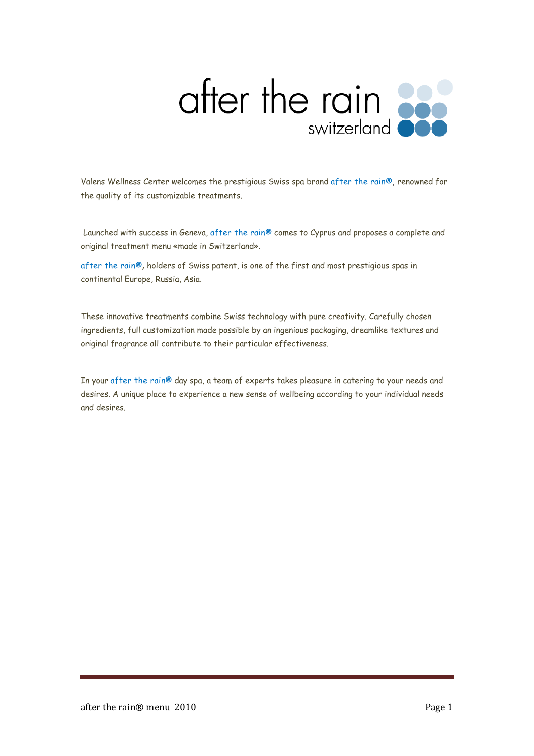# after the rain

switzerland

Valens Wellness Center welcomes the prestigious Swiss spa brand after the rain®, renowned for the quality of its customizable treatments.

Launched with success in Geneva, after the rain® comes to Cyprus and proposes a complete and original treatment menu «made in Switzerland».

after the rain®, holders of Swiss patent, is one of the first and most prestigious spas in continental Europe, Russia, Asia.

These innovative treatments combine Swiss technology with pure creativity. Carefully chosen ingredients, full customization made possible by an ingenious packaging, dreamlike textures and original fragrance all contribute to their particular effectiveness.

In your after the rain® day spa, a team of experts takes pleasure in catering to your needs and desires. A unique place to experience a new sense of wellbeing according to your individual needs and desires.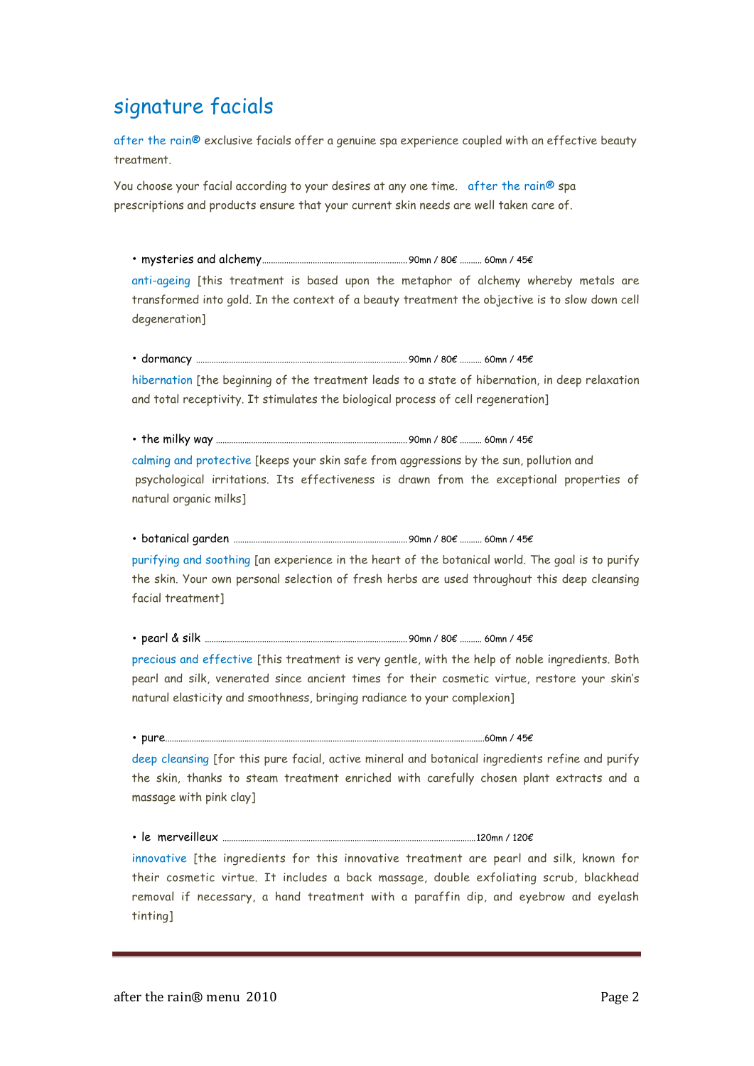# signature facials

after the rain® exclusive facials offer a genuine spa experience coupled with an effective beauty treatment.

You choose your facial according to your desires at any one time. after the rain® spa prescriptions and products ensure that your current skin needs are well taken care of.

• mysteries and alchemy ................ 90mn / 80€ .......... 60mn / 45€

anti-ageing [this treatment is based upon the metaphor of alchemy whereby metals are transformed into gold. In the context of a beauty treatment the objective is to slow down cell degeneration]

• dormancy ................ 90mn / 80€ .......... 60mn / 45€

hibernation [the beginning of the treatment leads to a state of hibernation, in deep relaxation and total receptivity. It stimulates the biological process of cell regeneration]

• the milky way ................ 90mn / 80€ .......... 60mn / 45€

calming and protective [keeps your skin safe from aggressions by the sun, pollution and psychological irritations. Its effectiveness is drawn from the exceptional properties of natural organic milks]

• botanical garden ................ 90mn / 80€ .......... 60mn / 45€

purifying and soothing [an experience in the heart of the botanical world. The goal is to purify the skin. Your own personal selection of fresh herbs are used throughout this deep cleansing facial treatment]

• pearl & silk ................ 90mn / 80€ .......... 60mn / 45€

precious and effective [this treatment is very gentle, with the help of noble ingredients. Both pearl and silk, venerated since ancient times for their cosmetic virtue, restore your skin's natural elasticity and smoothness, bringing radiance to your complexion]

• pure................ 60mn / 45€

deep cleansing [for this pure facial, active mineral and botanical ingredients refine and purify the skin, thanks to steam treatment enriched with carefully chosen plant extracts and a massage with pink clay]

• le merveilleux ................ 120mn / 120€

innovative [the ingredients for this innovative treatment are pearl and silk, known for their cosmetic virtue. It includes a back massage, double exfoliating scrub, blackhead removal if necessary, a hand treatment with a paraffin dip, and eyebrow and eyelash tinting]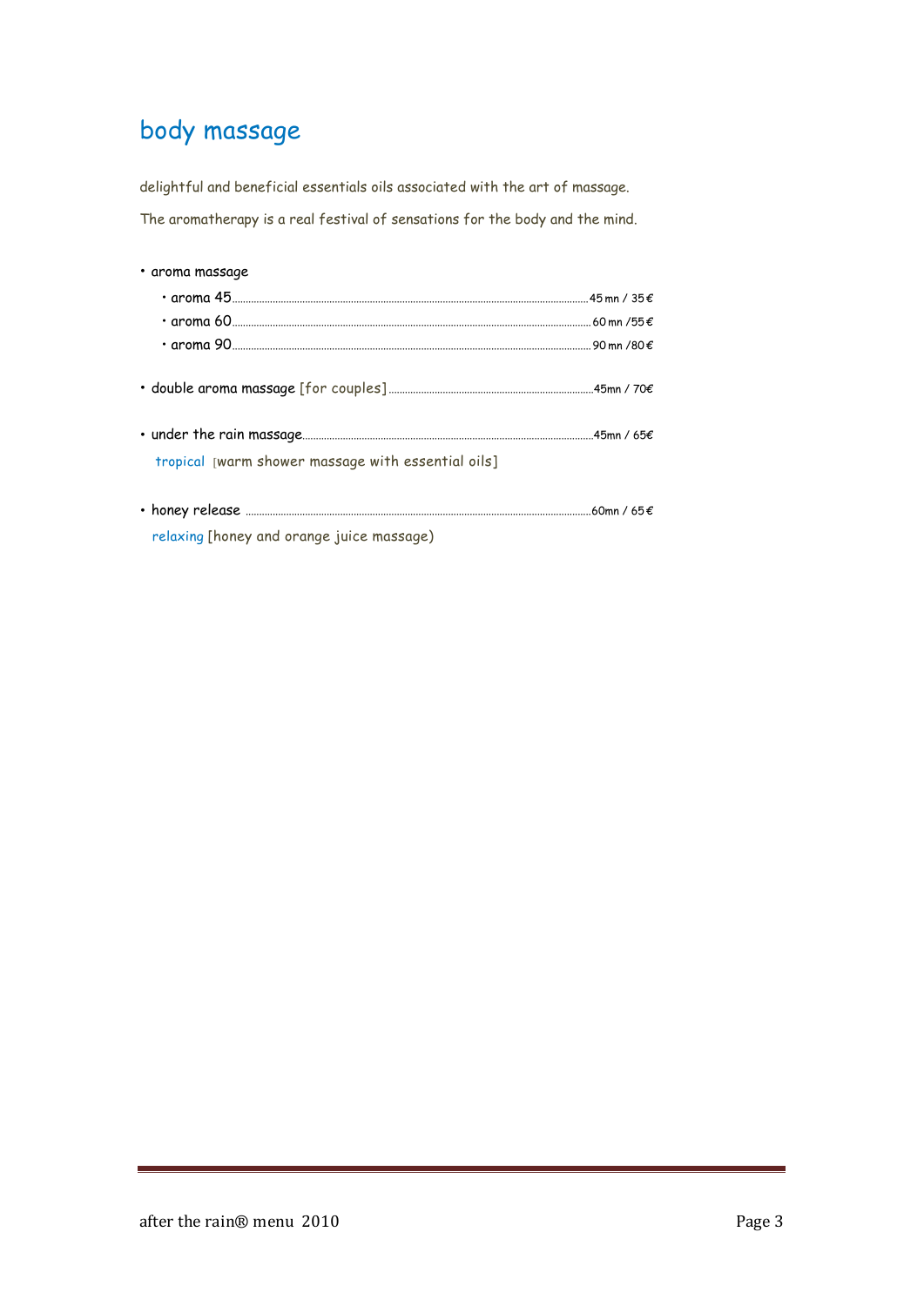# body massage

delightful and beneficial essentials oils associated with the art of massage.

The aromatherapy is a real festival of sensations for the body and the mind.

- aroma massage
  - aroma 45 .......... 45 mn / 35 €
  - aroma 60 .......... 60 mn /55 €
  - aroma 90 .......... 90 mn /80 €

- double aroma massage [for couples] .......... 45mn / 70€

- under the rain massage.......... 45mn / 65€

  tropical [warm shower massage with essential oils]

- honey release .......... 60mn / 65 €

  relaxing [honey and orange juice massage)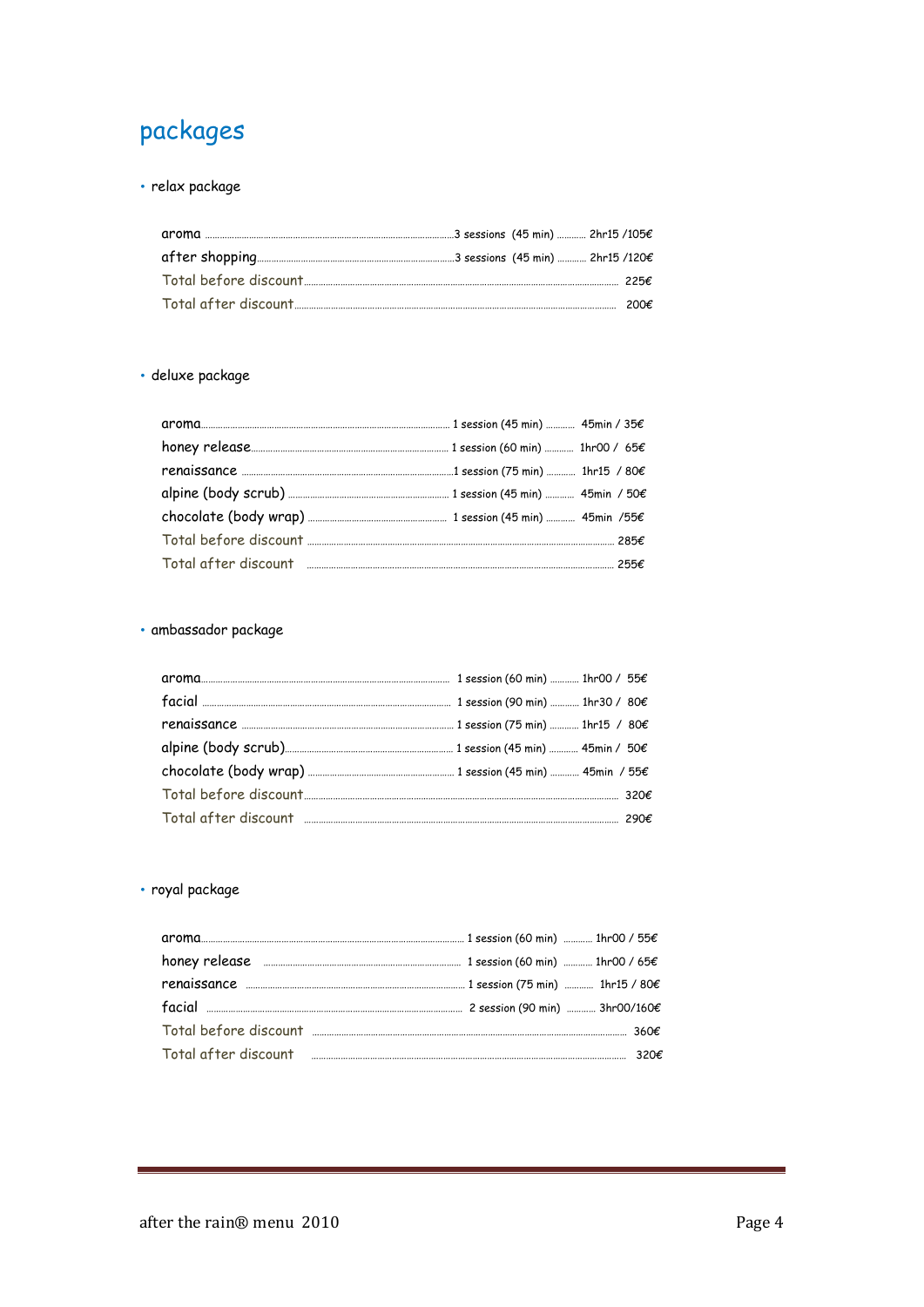# packages

- relax package

| | | |
|---|---|---|
| aroma | 3 sessions (45 min) | 2hr15 /105€ |
| after shopping | 3 sessions (45 min) | 2hr15 /120€ |
| Total before discount | | 225€ |
| Total after discount | | 200€ |

- deluxe package

| | | |
|---|---|---|
| aroma | 1 session (45 min) | 45min / 35€ |
| honey release | 1 session (60 min) | 1hr00 / 65€ |
| renaissance | 1 session (75 min) | 1hr15 / 80€ |
| alpine (body scrub) | 1 session (45 min) | 45min / 50€ |
| chocolate (body wrap) | 1 session (45 min) | 45min /55€ |
| Total before discount | | 285€ |
| Total after discount | | 255€ |

- ambassador package

| | | |
|---|---|---|
| aroma | 1 session (60 min) | 1hr00 / 55€ |
| facial | 1 session (90 min) | 1hr30 / 80€ |
| renaissance | 1 session (75 min) | 1hr15 / 80€ |
| alpine (body scrub) | 1 session (45 min) | 45min / 50€ |
| chocolate (body wrap) | 1 session (45 min) | 45min / 55€ |
| Total before discount | | 320€ |
| Total after discount | | 290€ |

- royal package

| | | |
|---|---|---|
| aroma | 1 session (60 min) | 1hr00 / 55€ |
| honey release | 1 session (60 min) | 1hr00 / 65€ |
| renaissance | 1 session (75 min) | 1hr15 / 80€ |
| facial | 2 session (90 min) | 3hr00/160€ |
| Total before discount | | 360€ |
| Total after discount | | 320€ |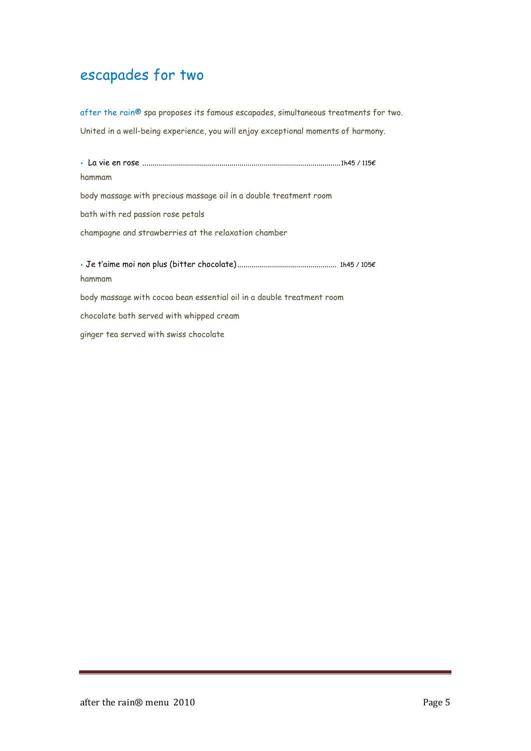# escapades for two

after the rain® spa proposes its famous escapades, simultaneous treatments for two.

United in a well-being experience, you will enjoy exceptional moments of harmony.

- La vie en rose ........................................................................................................ 1h45 / 115€

hammam

body massage with precious massage oil in a double treatment room

bath with red passion rose petals

champagne and strawberries at the relaxation chamber

- Je t'aime moi non plus (bitter chocolate) .................................................. 1h45 / 105€

hammam

body massage with cocoa bean essential oil in a double treatment room

chocolate bath served with whipped cream

ginger tea served with swiss chocolate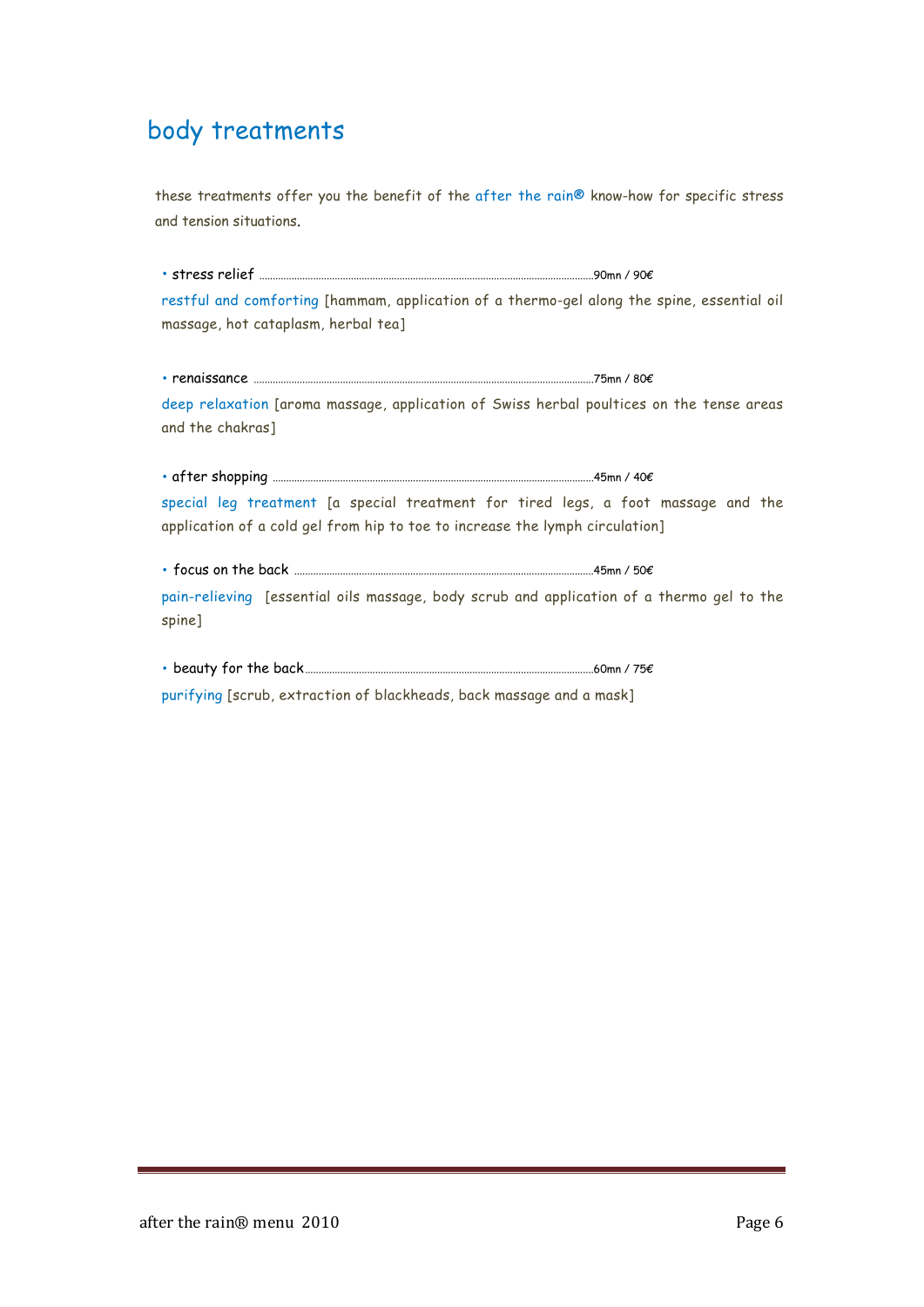# body treatments

these treatments offer you the benefit of the after the rain® know-how for specific stress and tension situations.

• stress relief ........................................................................................................................90mn / 90€

restful and comforting [hammam, application of a thermo-gel along the spine, essential oil massage, hot cataplasm, herbal tea]

• renaissance ........................................................................................................................75mn / 80€

deep relaxation [aroma massage, application of Swiss herbal poultices on the tense areas and the chakras]

• after shopping ........................................................................................................................45mn / 40€

special leg treatment [a special treatment for tired legs, a foot massage and the application of a cold gel from hip to toe to increase the lymph circulation]

• focus on the back ........................................................................................................................45mn / 50€

pain-relieving [essential oils massage, body scrub and application of a thermo gel to the spine]

• beauty for the back........................................................................................................................60mn / 75€

purifying [scrub, extraction of blackheads, back massage and a mask]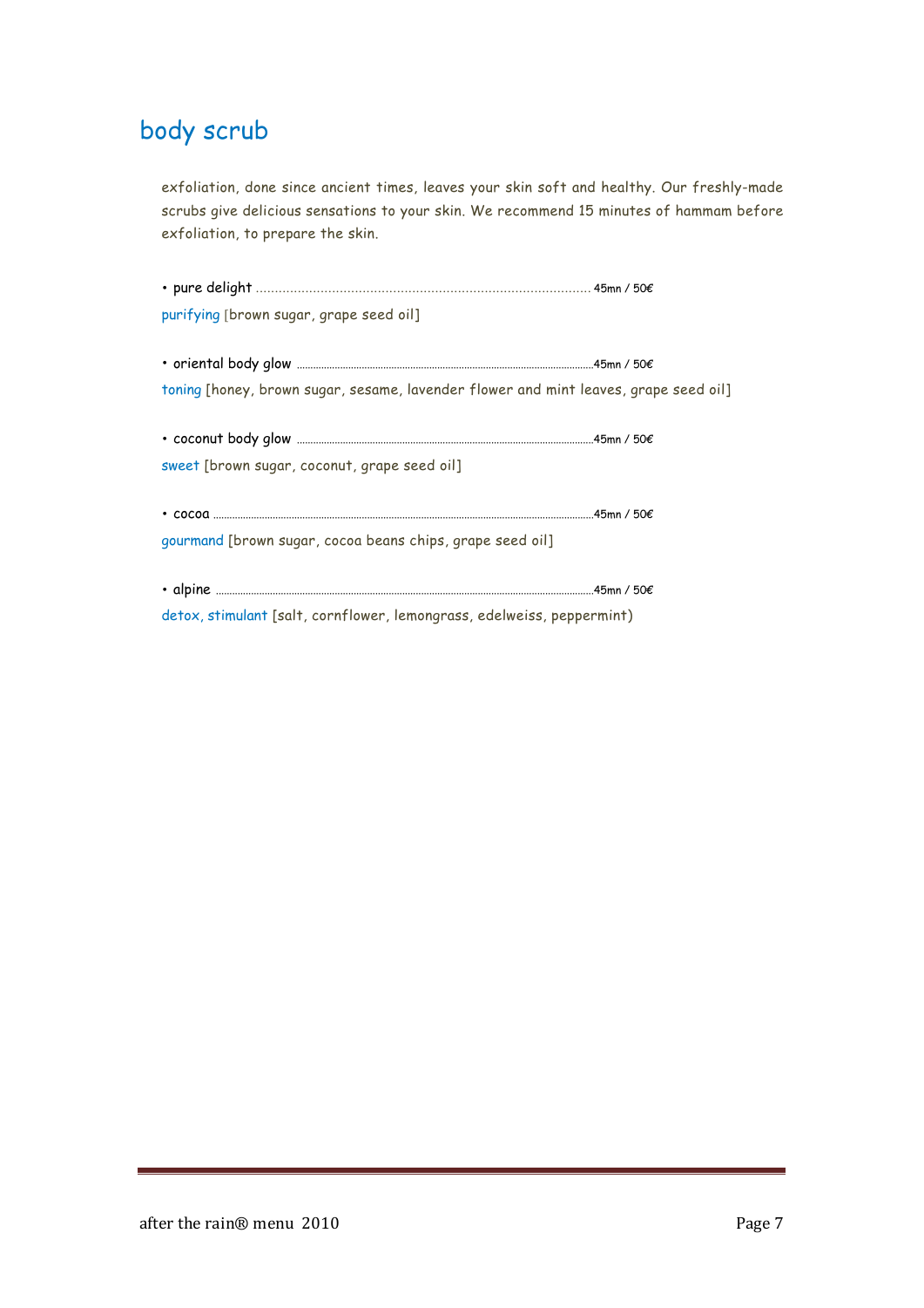## body scrub

exfoliation, done since ancient times, leaves your skin soft and healthy. Our freshly-made scrubs give delicious sensations to your skin. We recommend 15 minutes of hammam before exfoliation, to prepare the skin.

• pure delight ........................................................................................ 45mn / 50€

purifying [brown sugar, grape seed oil]

• oriental body glow ........................................................................................ 45mn / 50€

toning [honey, brown sugar, sesame, lavender flower and mint leaves, grape seed oil]

• coconut body glow ........................................................................................ 45mn / 50€

sweet [brown sugar, coconut, grape seed oil]

• cocoa ........................................................................................ 45mn / 50€

gourmand [brown sugar, cocoa beans chips, grape seed oil]

• alpine ........................................................................................ 45mn / 50€

detox, stimulant [salt, cornflower, lemongrass, edelweiss, peppermint)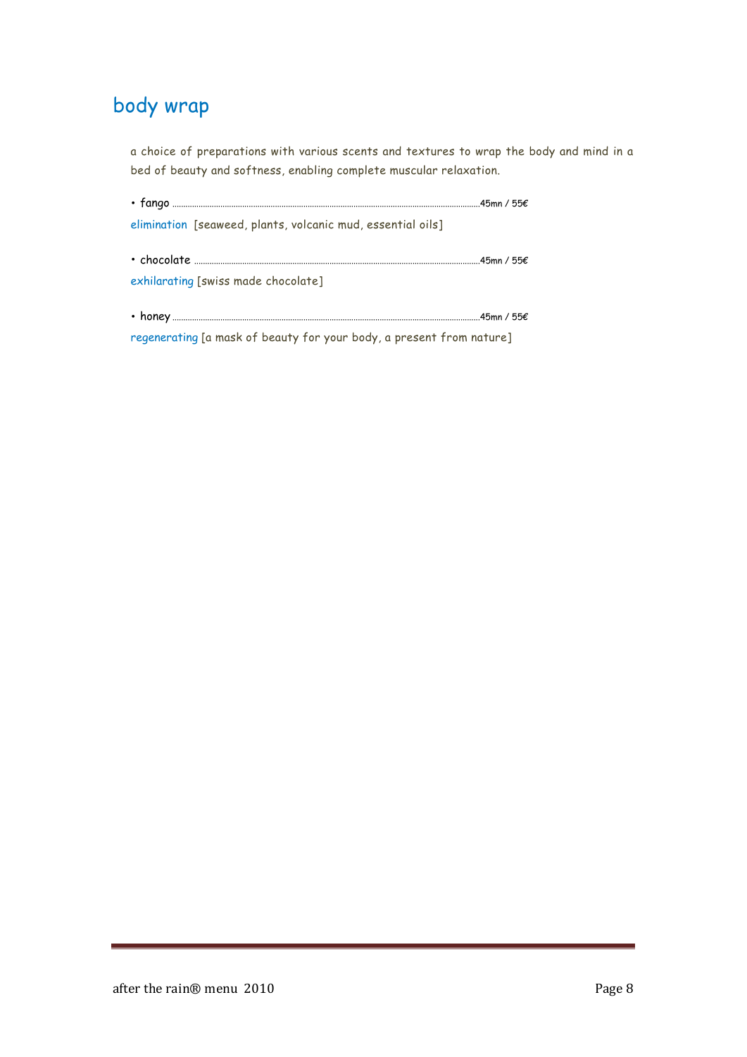## body wrap

a choice of preparations with various scents and textures to wrap the body and mind in a bed of beauty and softness, enabling complete muscular relaxation.

• fango ........................................................................................................................................45mn / 55€
elimination [seaweed, plants, volcanic mud, essential oils]

• chocolate ...................................................................................................................................45mn / 55€
exhilarating [swiss made chocolate]

• honey ........................................................................................................................................45mn / 55€
regenerating [a mask of beauty for your body, a present from nature]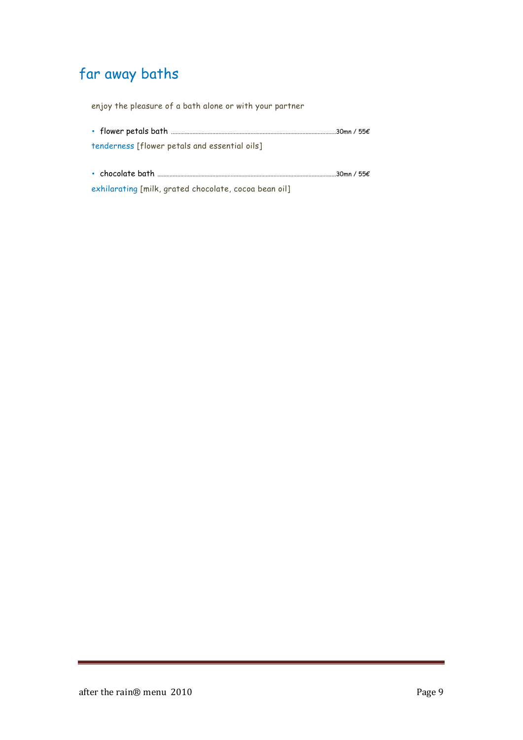# far away baths

enjoy the pleasure of a bath alone or with your partner

- flower petals bath ........................................................ 30mn / 55€

tenderness [flower petals and essential oils]

- chocolate bath ........................................................ 30mn / 55€

exhilarating [milk, grated chocolate, cocoa bean oil]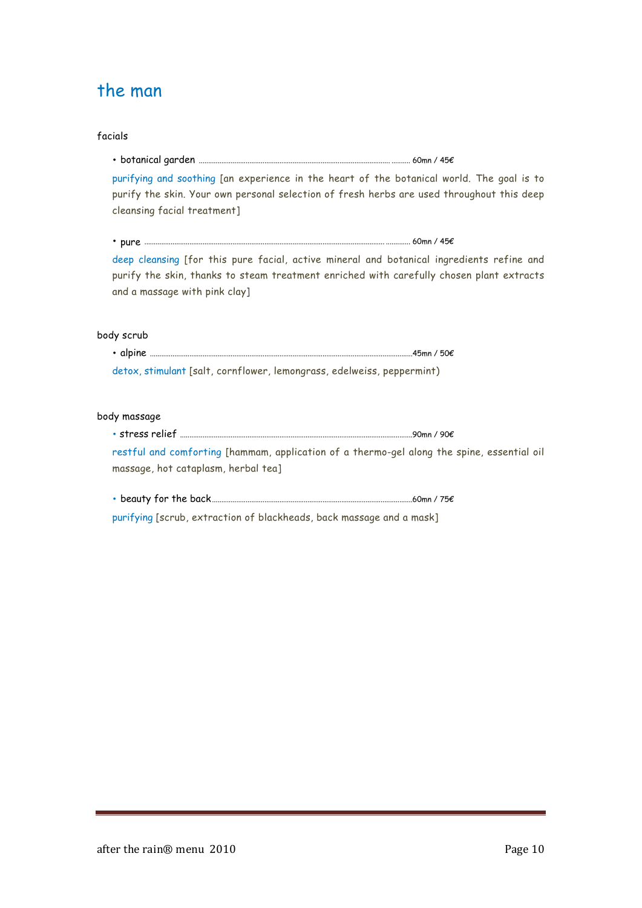# the man

## facials

- botanical garden ................................................ 60mn / 45€

purifying and soothing [an experience in the heart of the botanical world. The goal is to purify the skin. Your own personal selection of fresh herbs are used throughout this deep cleansing facial treatment]

- pure ................................................ 60mn / 45€

deep cleansing [for this pure facial, active mineral and botanical ingredients refine and purify the skin, thanks to steam treatment enriched with carefully chosen plant extracts and a massage with pink clay]

## body scrub

- alpine ................................................ 45mn / 50€

detox, stimulant [salt, cornflower, lemongrass, edelweiss, peppermint)

## body massage

- stress relief ................................................ 90mn / 90€

restful and comforting [hammam, application of a thermo-gel along the spine, essential oil massage, hot cataplasm, herbal tea]

- beauty for the back ................................................ 60mn / 75€

purifying [scrub, extraction of blackheads, back massage and a mask]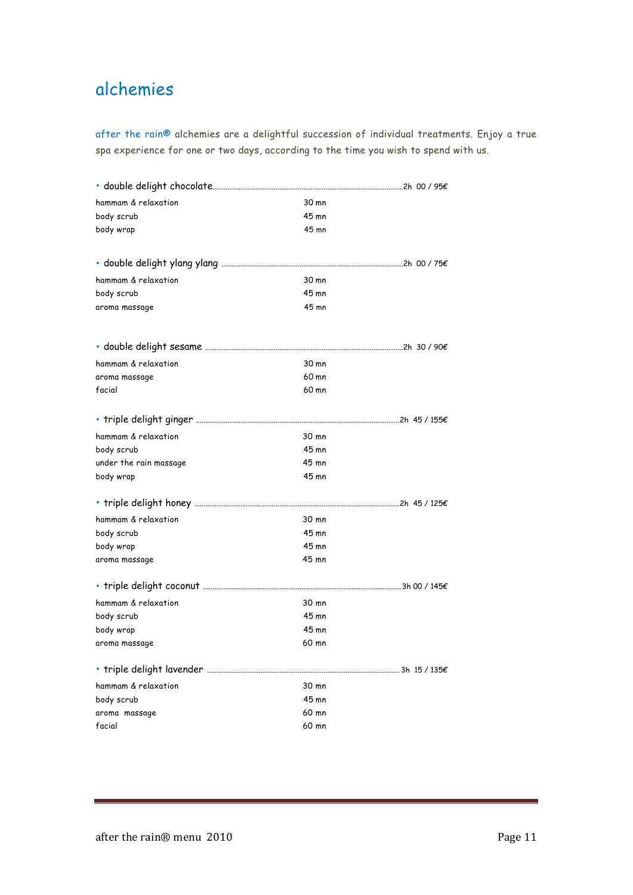# alchemies

after the rain® alchemies are a delightful succession of individual treatments. Enjoy a true spa experience for one or two days, according to the time you wish to spend with us.

- **double delight chocolate** ........ 2h 00 / 95€

| | |
|---|---|
| hammam & relaxation | 30 mn |
| body scrub | 45 mn |
| body wrap | 45 mn |

- **double delight ylang ylang** ........ 2h 00 / 75€

| | |
|---|---|
| hammam & relaxation | 30 mn |
| body scrub | 45 mn |
| aroma massage | 45 mn |

- **double delight sesame** ........ 2h 30 / 90€

| | |
|---|---|
| hammam & relaxation | 30 mn |
| aroma massage | 60 mn |
| facial | 60 mn |

- **triple delight ginger** ........ 2h 45 / 155€

| | |
|---|---|
| hammam & relaxation | 30 mn |
| body scrub | 45 mn |
| under the rain massage | 45 mn |
| body wrap | 45 mn |

- **triple delight honey** ........ 2h 45 / 125€

| | |
|---|---|
| hammam & relaxation | 30 mn |
| body scrub | 45 mn |
| body wrap | 45 mn |
| aroma massage | 45 mn |

- **triple delight coconut** ........ 3h 00 / 145€

| | |
|---|---|
| hammam & relaxation | 30 mn |
| body scrub | 45 mn |
| body wrap | 45 mn |
| aroma massage | 60 mn |

- **triple delight lavender** ........ 3h 15 / 135€

| | |
|---|---|
| hammam & relaxation | 30 mn |
| body scrub | 45 mn |
| aroma massage | 60 mn |
| facial | 60 mn |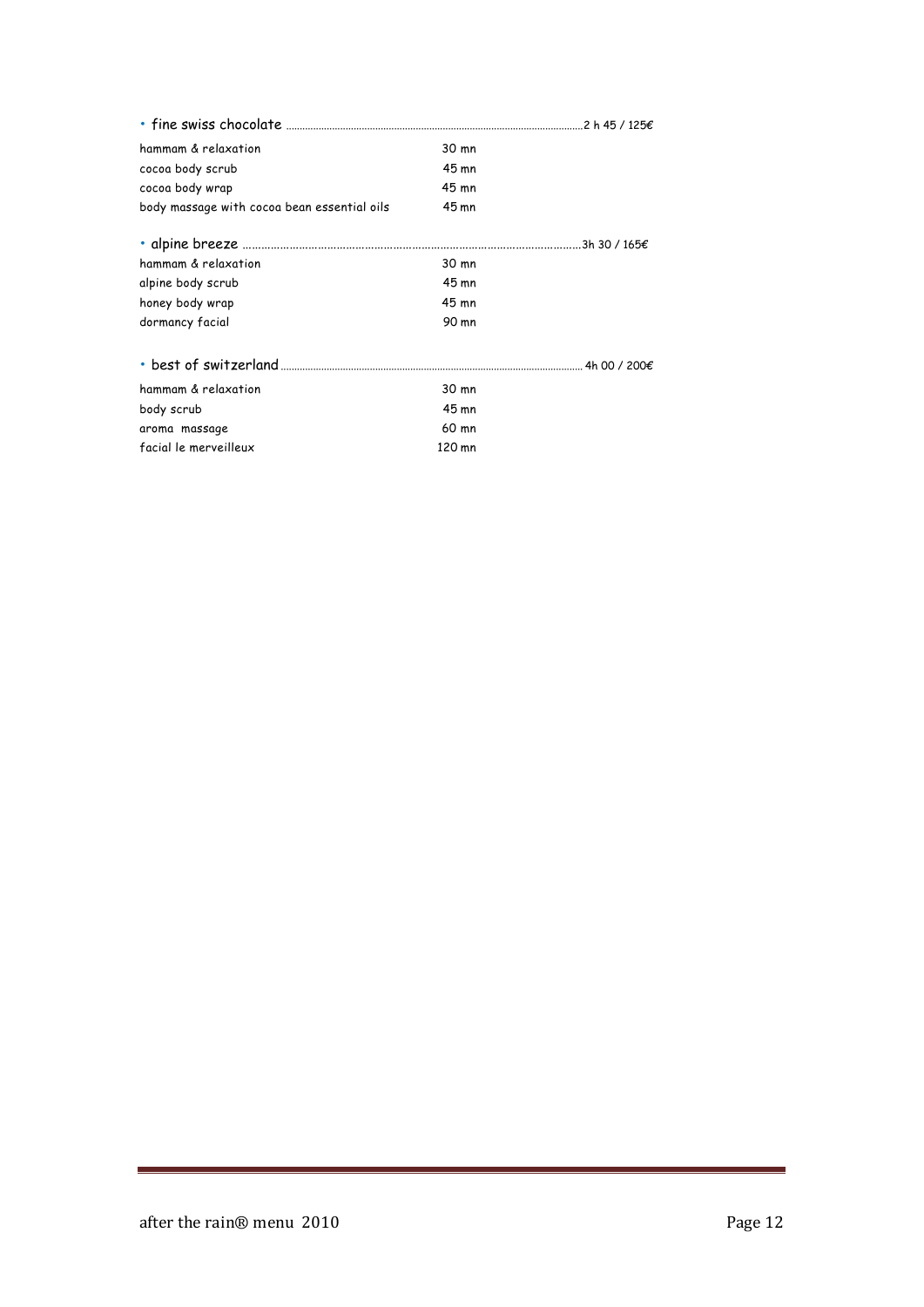• fine swiss chocolate ........................................ 2 h 45 / 125€

| | |
|---|---|
| hammam & relaxation | 30 mn |
| cocoa body scrub | 45 mn |
| cocoa body wrap | 45 mn |
| body massage with cocoa bean essential oils | 45 mn |

• alpine breeze ........................................ 3h 30 / 165€

| | |
|---|---|
| hammam & relaxation | 30 mn |
| alpine body scrub | 45 mn |
| honey body wrap | 45 mn |
| dormancy facial | 90 mn |

• best of switzerland ........................................ 4h 00 / 200€

| | |
|---|---|
| hammam & relaxation | 30 mn |
| body scrub | 45 mn |
| aroma massage | 60 mn |
| facial le merveilleux | 120 mn |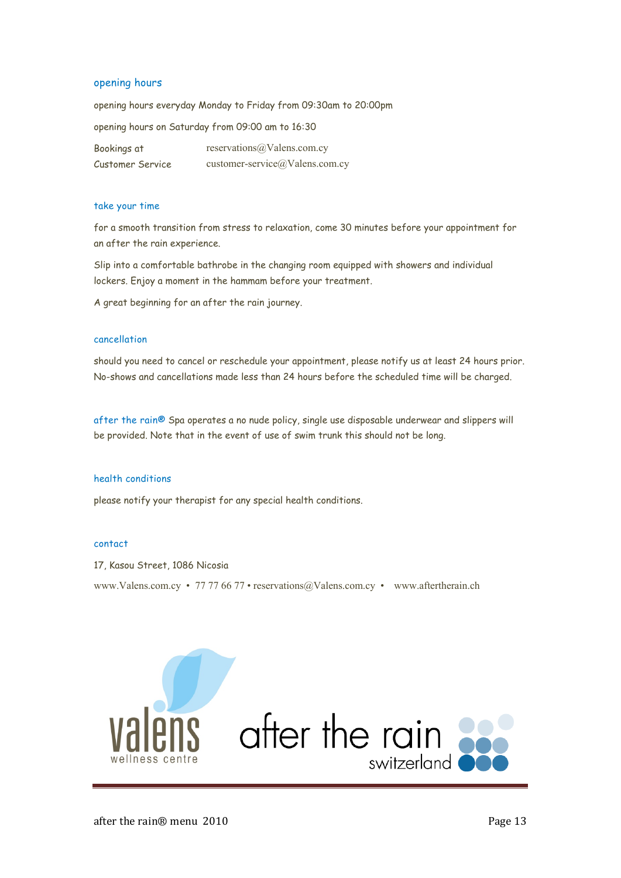## opening hours

opening hours everyday Monday to Friday from 09:30am to 20:00pm

opening hours on Saturday from 09:00 am to 16:30

| | |
|---|---|
| Bookings at | reservations@Valens.com.cy |
| Customer Service | customer-service@Valens.com.cy |

## take your time

for a smooth transition from stress to relaxation, come 30 minutes before your appointment for an after the rain experience.

Slip into a comfortable bathrobe in the changing room equipped with showers and individual lockers. Enjoy a moment in the hammam before your treatment.

A great beginning for an after the rain journey.

## cancellation

should you need to cancel or reschedule your appointment, please notify us at least 24 hours prior. No-shows and cancellations made less than 24 hours before the scheduled time will be charged.

after the rain® Spa operates a no nude policy, single use disposable underwear and slippers will be provided. Note that in the event of use of swim trunk this should not be long.

## health conditions

please notify your therapist for any special health conditions.

## contact

17, Kasou Street, 1086 Nicosia

www.Valens.com.cy • 77 77 66 77 • reservations@Valens.com.cy • www.aftertherain.ch

valens wellness centre

after the rain switzerland